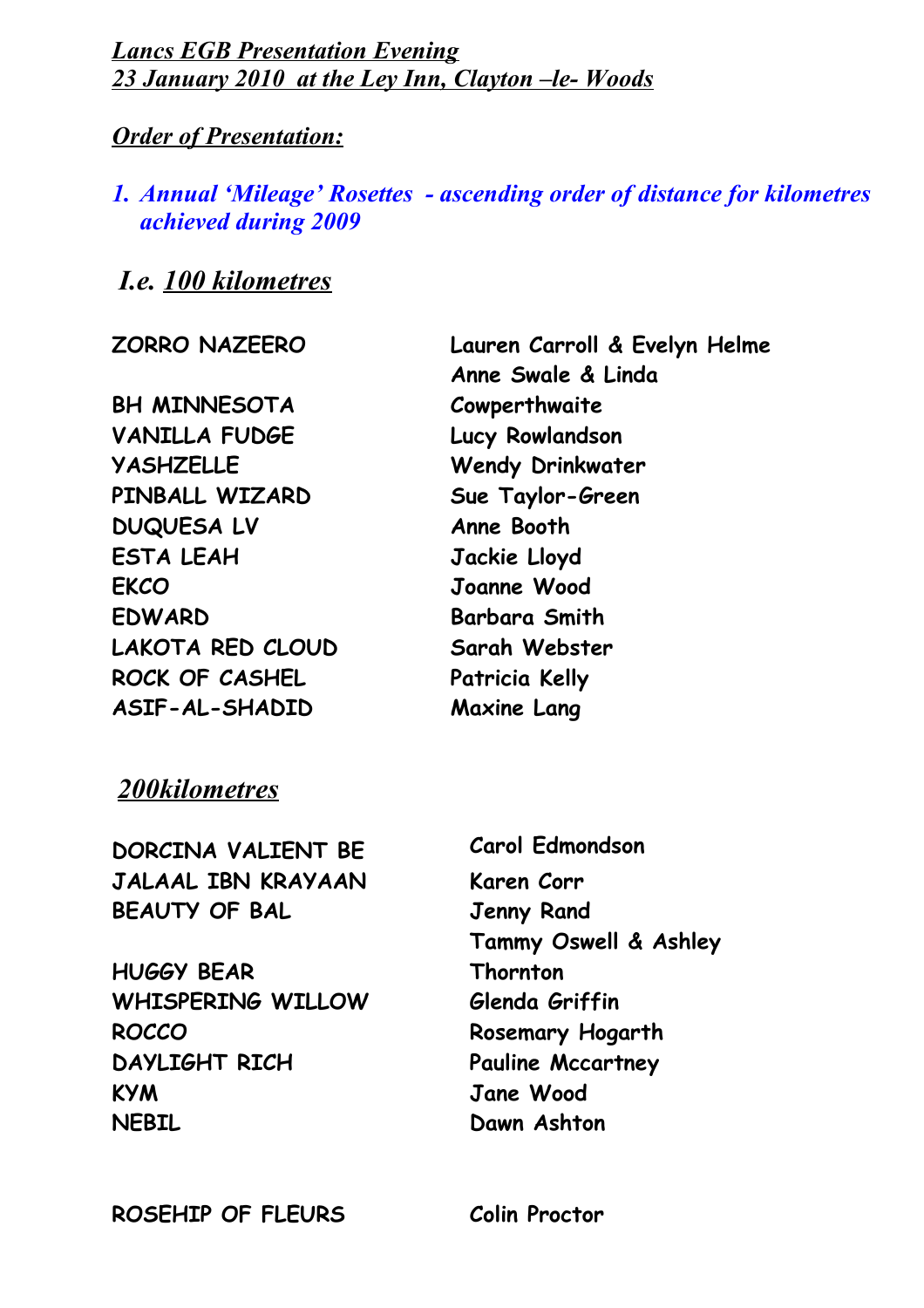***Lancs EGB Presentation Evening***
***23 January 2010 at the Ley Inn, Clayton –le- Woods***

***Order of Presentation:***

1. ***Annual 'Mileage' Rosettes - ascending order of distance for kilometres achieved during 2009***

## *I.e. 100 kilometres*

| | |
|---|---|
| **ZORRO NAZEERO** | **Lauren Carroll & Evelyn Helme** |
| **BH MINNESOTA** | **Anne Swale & Linda Cowperthwaite** |
| **VANILLA FUDGE** | **Lucy Rowlandson** |
| **YASHZELLE** | **Wendy Drinkwater** |
| **PINBALL WIZARD** | **Sue Taylor-Green** |
| **DUQUESA LV** | **Anne Booth** |
| **ESTA LEAH** | **Jackie Lloyd** |
| **EKCO** | **Joanne Wood** |
| **EDWARD** | **Barbara Smith** |
| **LAKOTA RED CLOUD** | **Sarah Webster** |
| **ROCK OF CASHEL** | **Patricia Kelly** |
| **ASIF-AL-SHADID** | **Maxine Lang** |

## *200kilometres*

| | |
|---|---|
| **DORCINA VALIENT BE** | **Carol Edmondson** |
| **JALAAL IBN KRAYAAN** | **Karen Corr** |
| **BEAUTY OF BAL** | **Jenny Rand** |
| **HUGGY BEAR** | **Tammy Oswell & Ashley Thornton** |
| **WHISPERING WILLOW** | **Glenda Griffin** |
| **ROCCO** | **Rosemary Hogarth** |
| **DAYLIGHT RICH** | **Pauline Mccartney** |
| **KYM** | **Jane Wood** |
| **NEBIL** | **Dawn Ashton** |
| **ROSEHIP OF FLEURS** | **Colin Proctor** |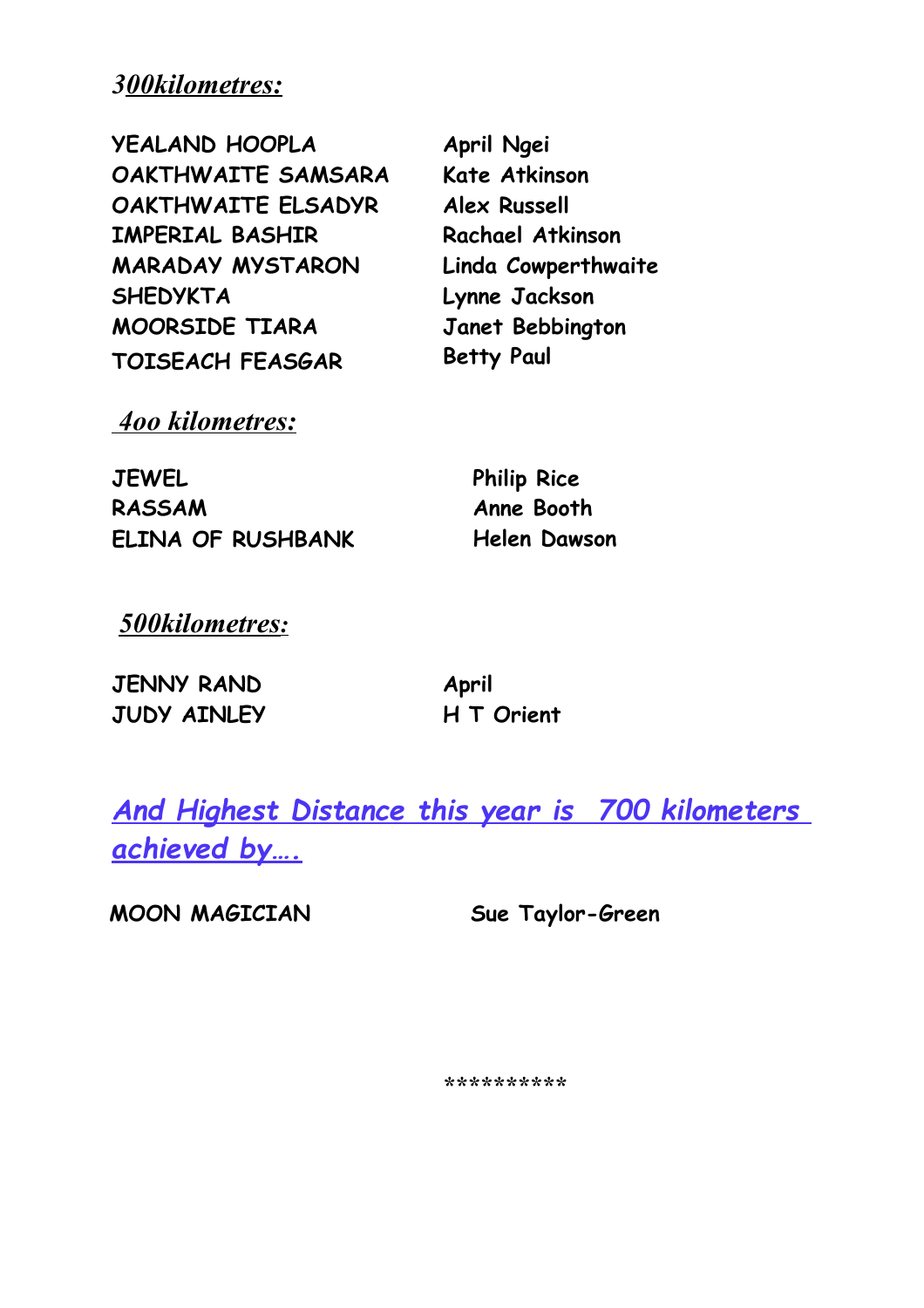***300kilometres:***

| | |
|---|---|
| YEALAND HOOPLA | April Ngei |
| OAKTHWAITE SAMSARA | Kate Atkinson |
| OAKTHWAITE ELSADYR | Alex Russell |
| IMPERIAL BASHIR | Rachael Atkinson |
| MARADAY MYSTARON | Linda Cowperthwaite |
| SHEDYKTA | Lynne Jackson |
| MOORSIDE TIARA | Janet Bebbington |
| TOISEACH FEASGAR | Betty Paul |

***4oo kilometres:***

| | |
|---|---|
| JEWEL | Philip Rice |
| RASSAM | Anne Booth |
| ELINA OF RUSHBANK | Helen Dawson |

***500kilometres:***

| | |
|---|---|
| JENNY RAND | April |
| JUDY AINLEY | H T Orient |

***And Highest Distance this year is 700 kilometers achieved by….***

| | |
|---|---|
| MOON MAGICIAN | Sue Taylor-Green |

**********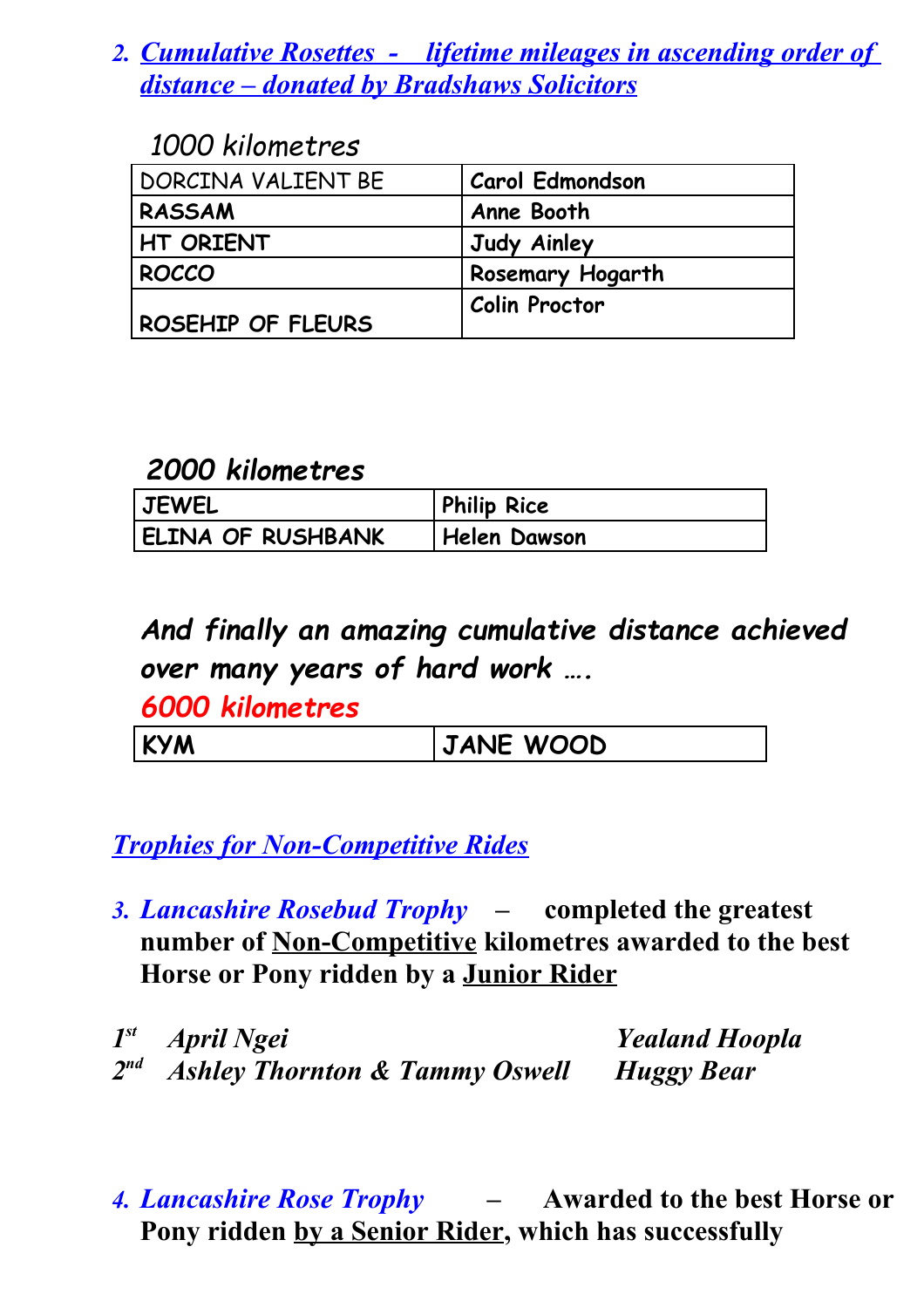2. ***Cumulative Rosettes - lifetime mileages in ascending order of distance – donated by Bradshaws Solicitors***

*1000 kilometres*

| DORCINA VALIENT BE | Carol Edmondson |
|---|---|
| RASSAM | Anne Booth |
| HT ORIENT | Judy Ainley |
| ROCCO | Rosemary Hogarth |
| ROSEHIP OF FLEURS | Colin Proctor |

***2000 kilometres***

| JEWEL | Philip Rice |
|---|---|
| ELINA OF RUSHBANK | Helen Dawson |

***And finally an amazing cumulative distance achieved over many years of hard work ….***

***6000 kilometres***

| KYM | JANE WOOD |
|---|---|

## ***Trophies for Non-Competitive Rides***

3. ***Lancashire Rosebud Trophy*** – **completed the greatest number of Non-Competitive kilometres awarded to the best Horse or Pony ridden by a Junior Rider**

*1st April Ngei* *Yealand Hoopla*
*2nd Ashley Thornton & Tammy Oswell* *Huggy Bear*

4. ***Lancashire Rose Trophy*** – **Awarded to the best Horse or Pony ridden by a Senior Rider, which has successfully**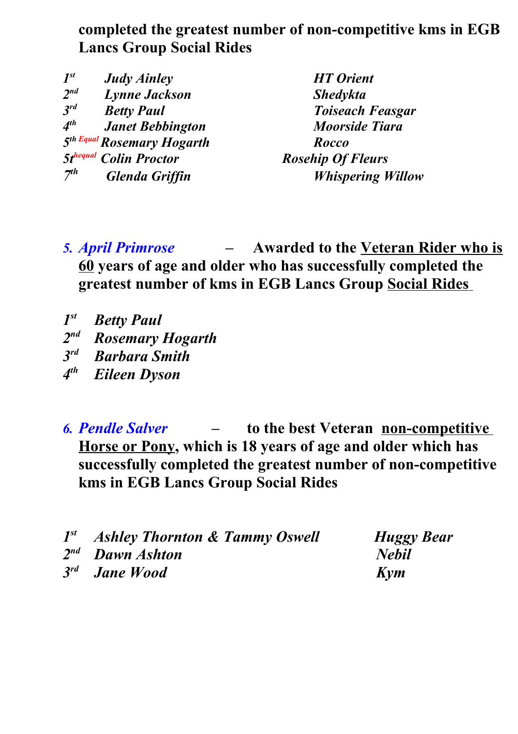**completed the greatest number of non-competitive kms in EGB Lancs Group Social Rides**

| | | |
|---|---|---|
| *1st* | *Judy Ainley* | *HT Orient* |
| *2nd* | *Lynne Jackson* | *Shedykta* |
| *3rd* | *Betty Paul* | *Toiseach Feasgar* |
| *4th* | *Janet Bebbington* | *Moorside Tiara* |
| *5th Equal* | *Rosemary Hogarth* | *Rocco* |
| *5th equal* | *Colin Proctor* | *Rosehip Of Fleurs* |
| *7th* | *Glenda Griffin* | *Whispering Willow* |

5. ***April Primrose*** – **Awarded to the <u>Veteran Rider who is 60</u> years of age and older who has successfully completed the greatest number of kms in EGB Lancs Group <u>Social Rides</u>**

*1st* ***Betty Paul***
*2nd* ***Rosemary Hogarth***
*3rd* ***Barbara Smith***
*4th* ***Eileen Dyson***

6. ***Pendle Salver*** – **to the best Veteran <u>non-competitive Horse or Pony</u>, which is 18 years of age and older which has successfully completed the greatest number of non-competitive kms in EGB Lancs Group Social Rides**

| | | |
|---|---|---|
| *1st* | *Ashley Thornton & Tammy Oswell* | *Huggy Bear* |
| *2nd* | *Dawn Ashton* | *Nebil* |
| *3rd* | *Jane Wood* | *Kym* |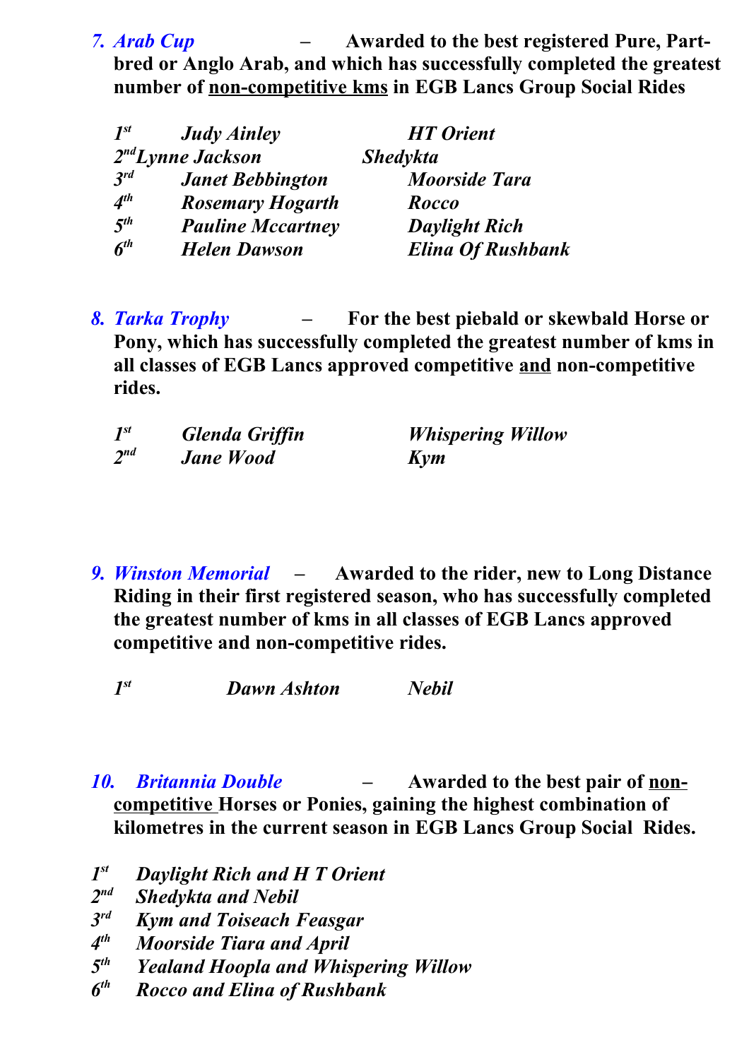7. ***Arab Cup*** – **Awarded to the best registered Pure, Part-bred or Anglo Arab, and which has successfully completed the greatest number of <u>non-competitive kms</u> in EGB Lancs Group Social Rides**

| | | |
|---|---|---|
| ***1st*** | ***Judy Ainley*** | ***HT Orient*** |
| ***2nd*** | ***Lynne Jackson*** | ***Shedykta*** |
| ***3rd*** | ***Janet Bebbington*** | ***Moorside Tara*** |
| ***4th*** | ***Rosemary Hogarth*** | ***Rocco*** |
| ***5th*** | ***Pauline Mccartney*** | ***Daylight Rich*** |
| ***6th*** | ***Helen Dawson*** | ***Elina Of Rushbank*** |

8. ***Tarka Trophy*** – **For the best piebald or skewbald Horse or Pony, which has successfully completed the greatest number of kms in all classes of EGB Lancs approved competitive <u>and</u> non-competitive rides.**

| | | |
|---|---|---|
| ***1st*** | ***Glenda Griffin*** | ***Whispering Willow*** |
| ***2nd*** | ***Jane Wood*** | ***Kym*** |

9. ***Winston Memorial*** – **Awarded to the rider, new to Long Distance Riding in their first registered season, who has successfully completed the greatest number of kms in all classes of EGB Lancs approved competitive and non-competitive rides.**

| | | |
|---|---|---|
| ***1st*** | ***Dawn Ashton*** | ***Nebil*** |

10. ***Britannia Double*** – **Awarded to the best pair of <u>non-competitive</u> Horses or Ponies, gaining the highest combination of kilometres in the current season in EGB Lancs Group Social Rides.**

***1st*** ***Daylight Rich and H T Orient***
***2nd*** ***Shedykta and Nebil***
***3rd*** ***Kym and Toiseach Feasgar***
***4th*** ***Moorside Tiara and April***
***5th*** ***Yealand Hoopla and Whispering Willow***
***6th*** ***Rocco and Elina of Rushbank***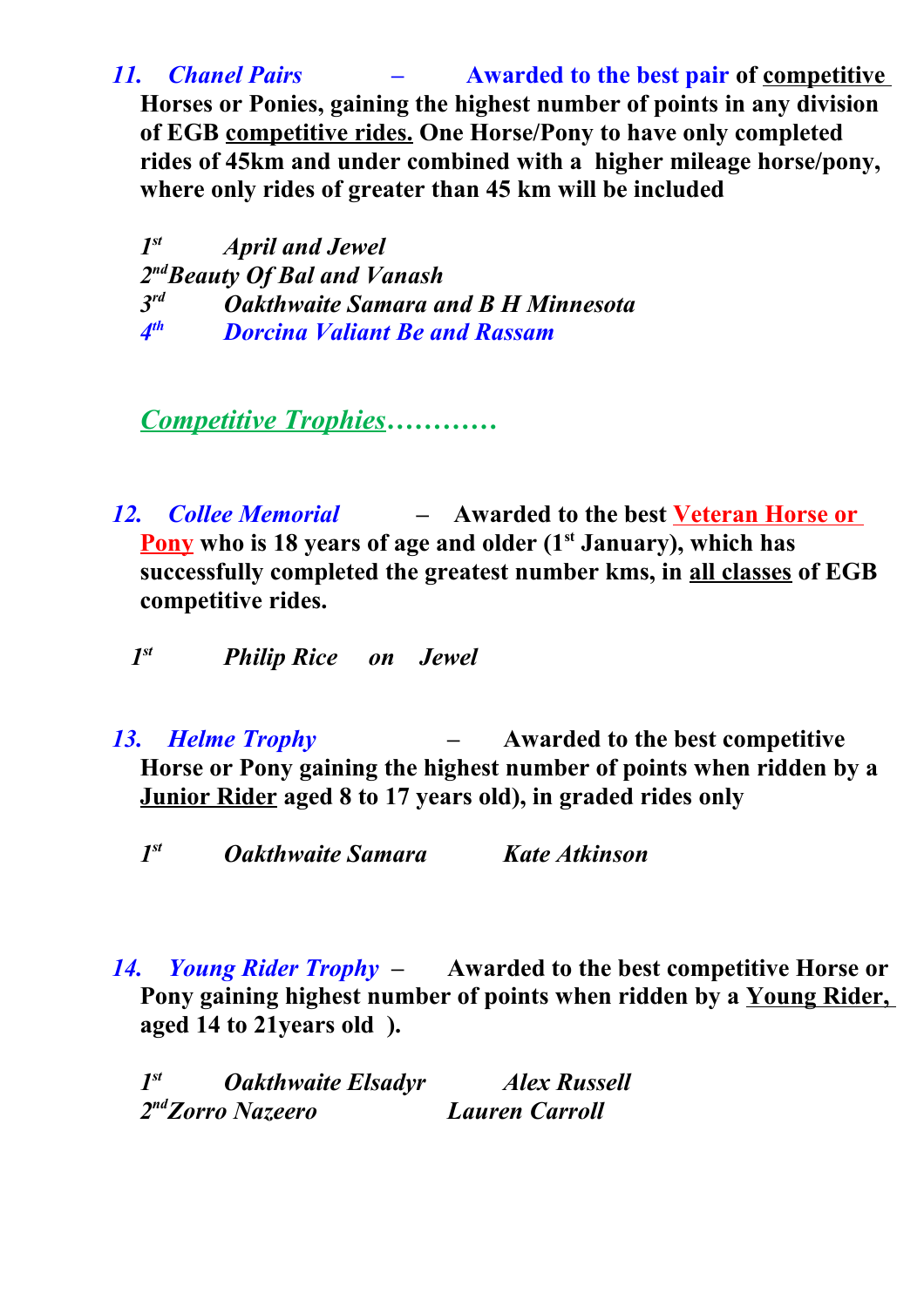11. ***Chanel Pairs*** – **Awarded to the best pair of <u>competitive</u> Horses or Ponies, gaining the highest number of points in any division of EGB <u>competitive rides.</u> One Horse/Pony to have only completed rides of 45km and under combined with a higher mileage horse/pony, where only rides of greater than 45 km will be included**

***1st April and Jewel***
***2nd Beauty Of Bal and Vanash***
***3rd Oakthwaite Samara and B H Minnesota***
***4th Dorcina Valiant Be and Rassam***

***<u>Competitive Trophies</u>…………***

12. ***Collee Memorial*** – **Awarded to the best <u>Veteran Horse or Pony</u> who is 18 years of age and older (1st January), which has successfully completed the greatest number kms, in <u>all classes</u> of EGB competitive rides.**

***1st Philip Rice on Jewel***

13. ***Helme Trophy*** – **Awarded to the best competitive Horse or Pony gaining the highest number of points when ridden by a <u>Junior Rider</u> aged 8 to 17 years old), in graded rides only**

***1st Oakthwaite Samara Kate Atkinson***

14. ***Young Rider Trophy*** – **Awarded to the best competitive Horse or Pony gaining highest number of points when ridden by a <u>Young Rider,</u> aged 14 to 21years old ).**

***1st Oakthwaite Elsadyr Alex Russell***
***2nd Zorro Nazeero Lauren Carroll***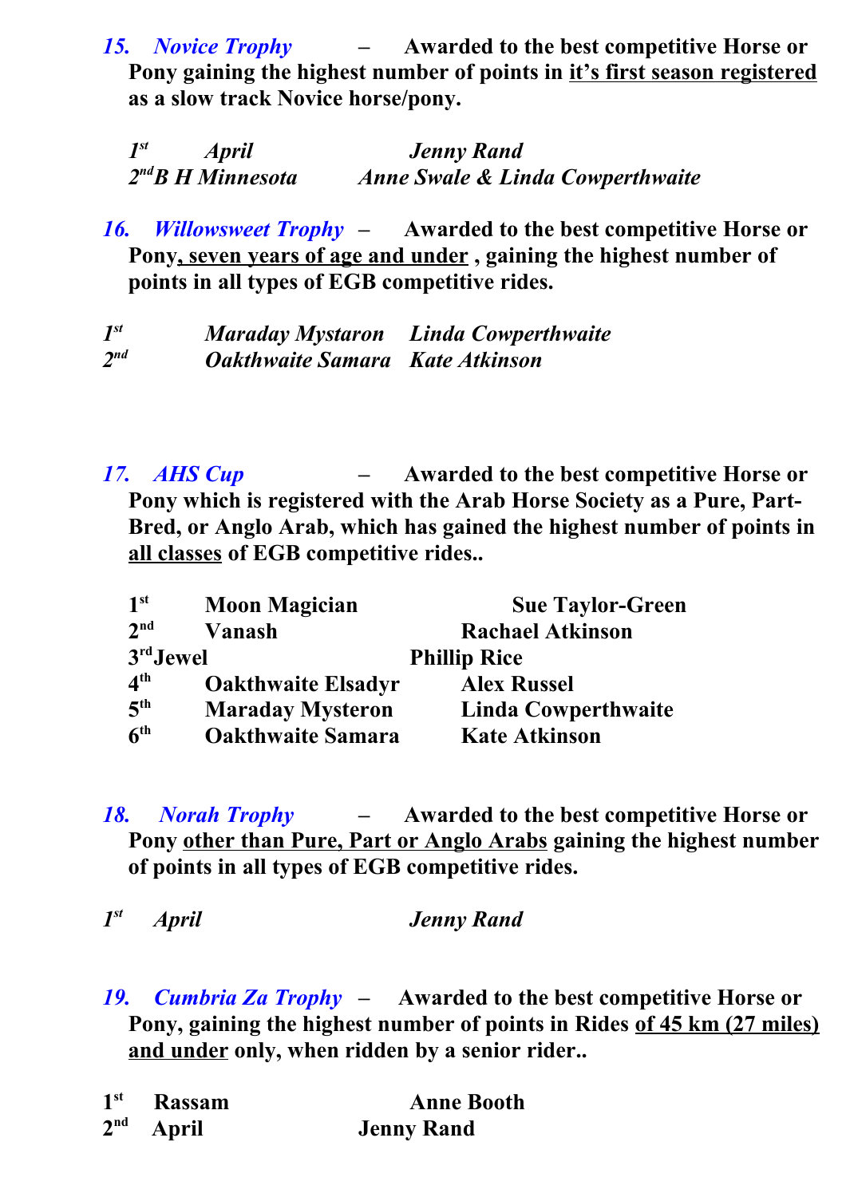***15. Novice Trophy*** **– Awarded to the best competitive Horse or Pony gaining the highest number of points in <u>it's first season registered</u> as a slow track Novice horse/pony.**

| | | |
|---|---|---|
| ***1st*** | ***April*** | ***Jenny Rand*** |
| ***2nd*** | ***B H Minnesota*** | ***Anne Swale & Linda Cowperthwaite*** |

***16. Willowsweet Trophy*** **– Awarded to the best competitive Horse or Pony<u>, seven years of age and under</u> , gaining the highest number of points in all types of EGB competitive rides.**

| | | |
|---|---|---|
| ***1st*** | ***Maraday Mystaron*** | ***Linda Cowperthwaite*** |
| ***2nd*** | ***Oakthwaite Samara*** | ***Kate Atkinson*** |

***17. AHS Cup*** **– Awarded to the best competitive Horse or Pony which is registered with the Arab Horse Society as a Pure, Part-Bred, or Anglo Arab, which has gained the highest number of points in <u>all classes</u> of EGB competitive rides..**

| | | |
|---|---|---|
| **1st** | **Moon Magician** | **Sue Taylor-Green** |
| **2nd** | **Vanash** | **Rachael Atkinson** |
| **3rd** | **Jewel** | **Phillip Rice** |
| **4th** | **Oakthwaite Elsadyr** | **Alex Russel** |
| **5th** | **Maraday Mysteron** | **Linda Cowperthwaite** |
| **6th** | **Oakthwaite Samara** | **Kate Atkinson** |

***18. Norah Trophy*** **– Awarded to the best competitive Horse or Pony <u>other than Pure, Part or Anglo Arabs</u> gaining the highest number of points in all types of EGB competitive rides.**

| | | |
|---|---|---|
| ***1st*** | ***April*** | ***Jenny Rand*** |

***19. Cumbria Za Trophy*** **– Awarded to the best competitive Horse or Pony, gaining the highest number of points in Rides <u>of 45 km (27 miles) and under</u> only, when ridden by a senior rider..**

| | | |
|---|---|---|
| **1st** | **Rassam** | **Anne Booth** |
| **2nd** | **April** | **Jenny Rand** |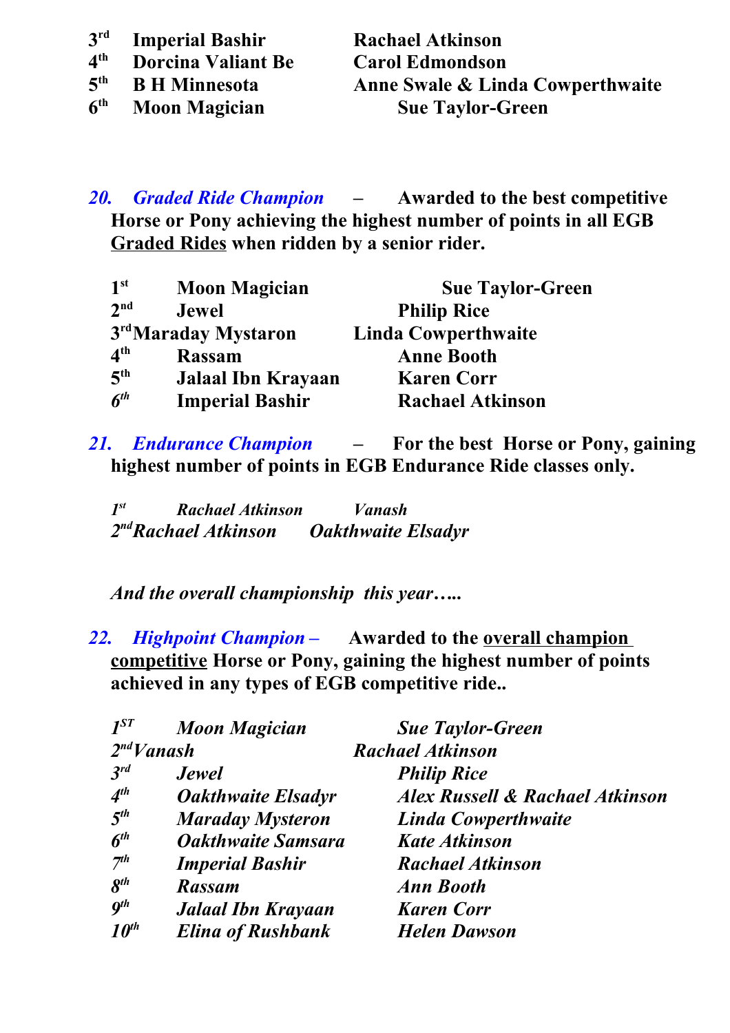| | | |
|---|---|---|
| 3rd | Imperial Bashir | Rachael Atkinson |
| 4th | Dorcina Valiant Be | Carol Edmondson |
| 5th | B H Minnesota | Anne Swale & Linda Cowperthwaite |
| 6th | Moon Magician | Sue Taylor-Green |

**20. *Graded Ride Champion* – Awarded to the best competitive Horse or Pony achieving the highest number of points in all EGB <u>Graded Rides</u> when ridden by a senior rider.**

| | | |
|---|---|---|
| 1st | Moon Magician | Sue Taylor-Green |
| 2nd | Jewel | Philip Rice |
| 3rd | Maraday Mystaron | Linda Cowperthwaite |
| 4th | Rassam | Anne Booth |
| 5th | Jalaal Ibn Krayaan | Karen Corr |
| *6th* | Imperial Bashir | Rachael Atkinson |

**21. *Endurance Champion* – For the best Horse or Pony, gaining highest number of points in EGB Endurance Ride classes only.**

| | | |
|---|---|---|
| *1st* | *Rachael Atkinson* | *Vanash* |
| *2nd* | *Rachael Atkinson* | *Oakthwaite Elsadyr* |

***And the overall championship this year…..***

**22. *Highpoint Champion* – Awarded to the <u>overall champion competitive</u> Horse or Pony, gaining the highest number of points achieved in any types of EGB competitive ride..**

| | | |
|---|---|---|
| *1ST* | *Moon Magician* | *Sue Taylor-Green* |
| *2nd* | *Vanash* | *Rachael Atkinson* |
| *3rd* | *Jewel* | *Philip Rice* |
| *4th* | *Oakthwaite Elsadyr* | *Alex Russell & Rachael Atkinson* |
| *5th* | *Maraday Mysteron* | *Linda Cowperthwaite* |
| *6th* | *Oakthwaite Samsara* | *Kate Atkinson* |
| *7th* | *Imperial Bashir* | *Rachael Atkinson* |
| *8th* | *Rassam* | *Ann Booth* |
| *9th* | *Jalaal Ibn Krayaan* | *Karen Corr* |
| *10th* | *Elina of Rushbank* | *Helen Dawson* |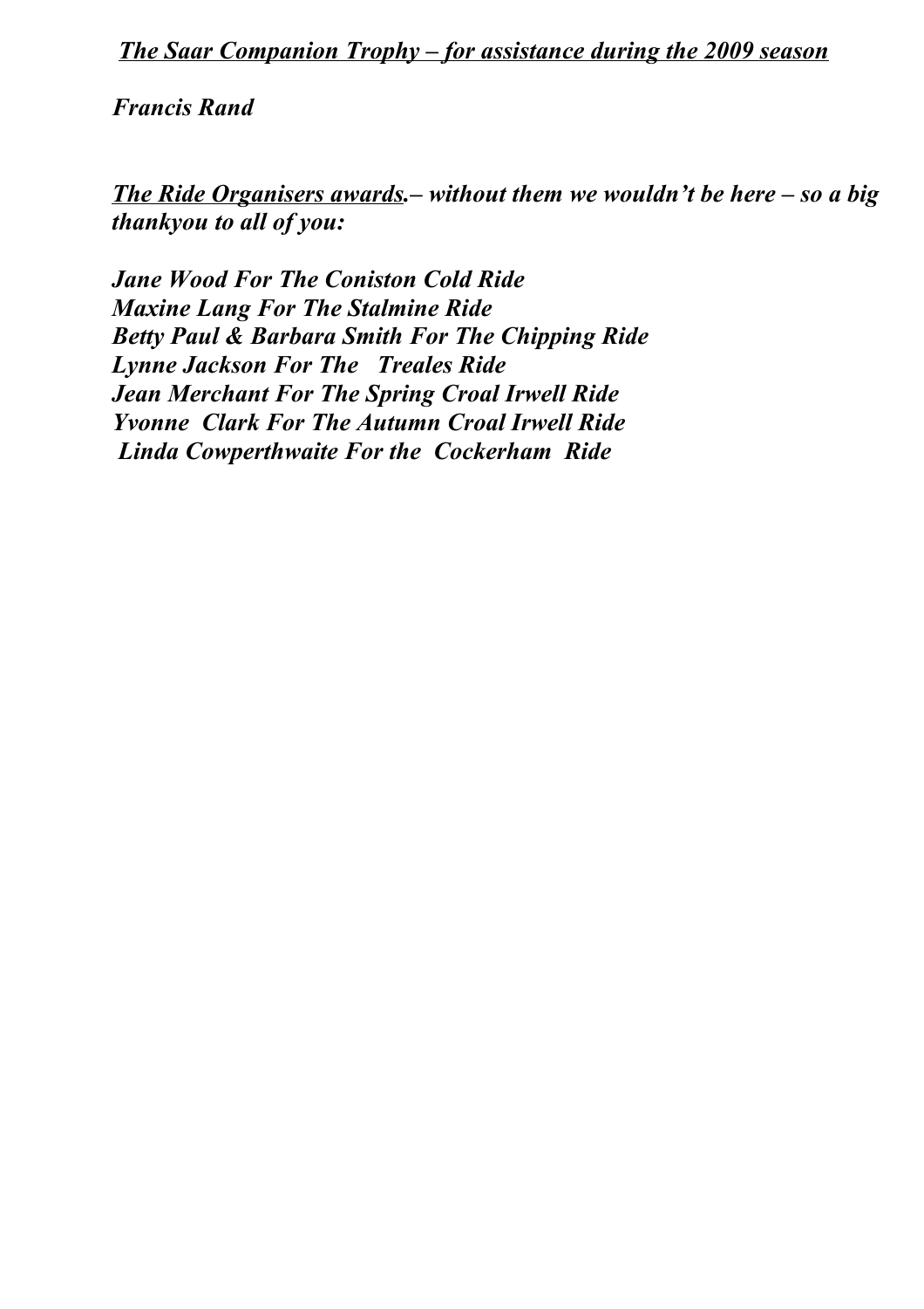***<u>The Saar Companion Trophy – for assistance during the 2009 season</u>***

***Francis Rand***

***<u>The Ride Organisers awards</u>.– without them we wouldn't be here – so a big thankyou to all of you:***

***Jane Wood For The Coniston Cold Ride***
***Maxine Lang For The Stalmine Ride***
***Betty Paul & Barbara Smith For The Chipping Ride***
***Lynne Jackson For The Treales Ride***
***Jean Merchant For The Spring Croal Irwell Ride***
***Yvonne Clark For The Autumn Croal Irwell Ride***
***Linda Cowperthwaite For the Cockerham Ride***